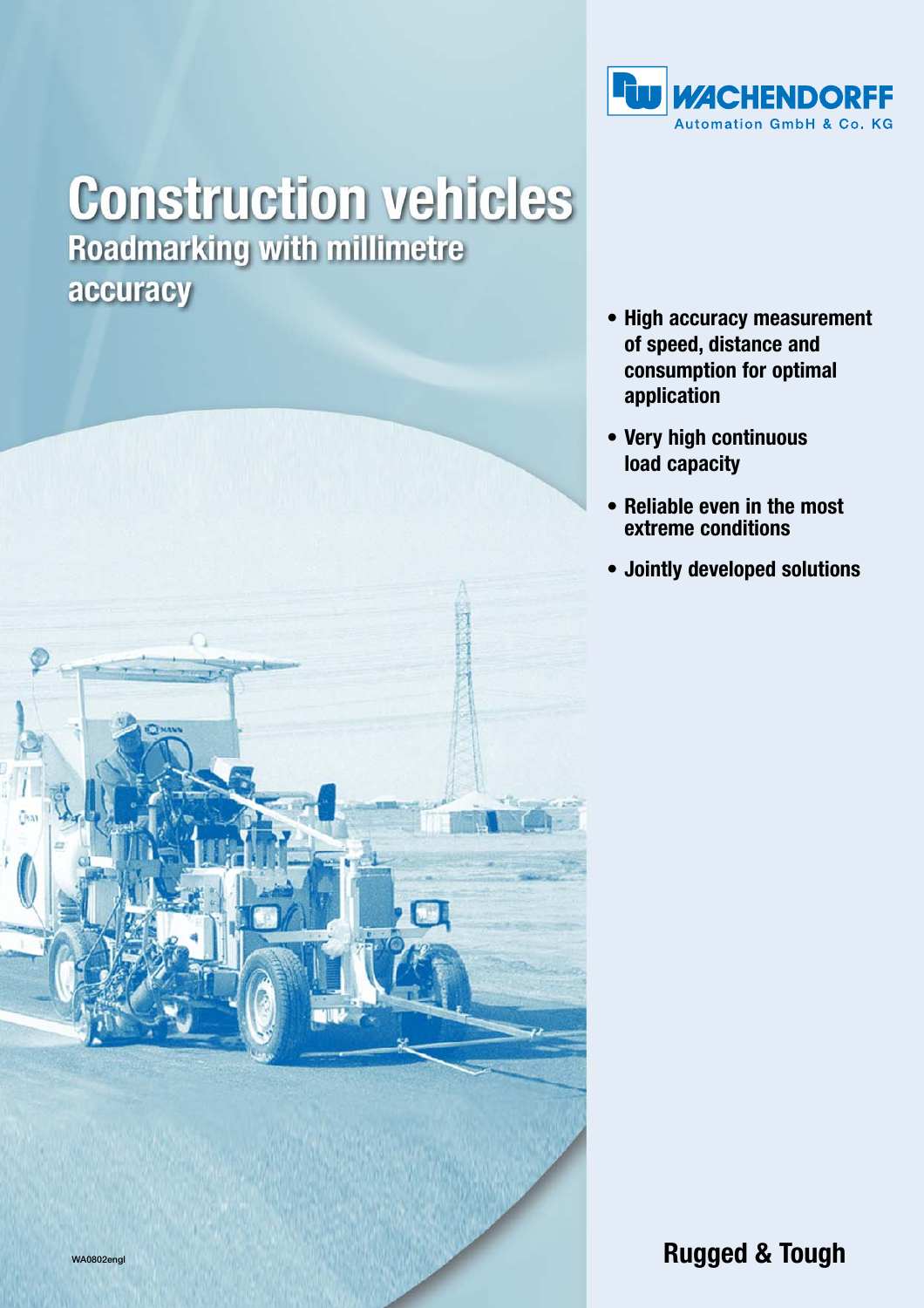WACHENDORFF
Automation GmbH & Co. KG

# Construction vehicles

## Roadmarking with millimetre accuracy

- **High accuracy measurement of speed, distance and consumption for optimal application**
- **Very high continuous load capacity**
- **Reliable even in the most extreme conditions**
- **Jointly developed solutions**

WA0802engl

**Rugged & Tough**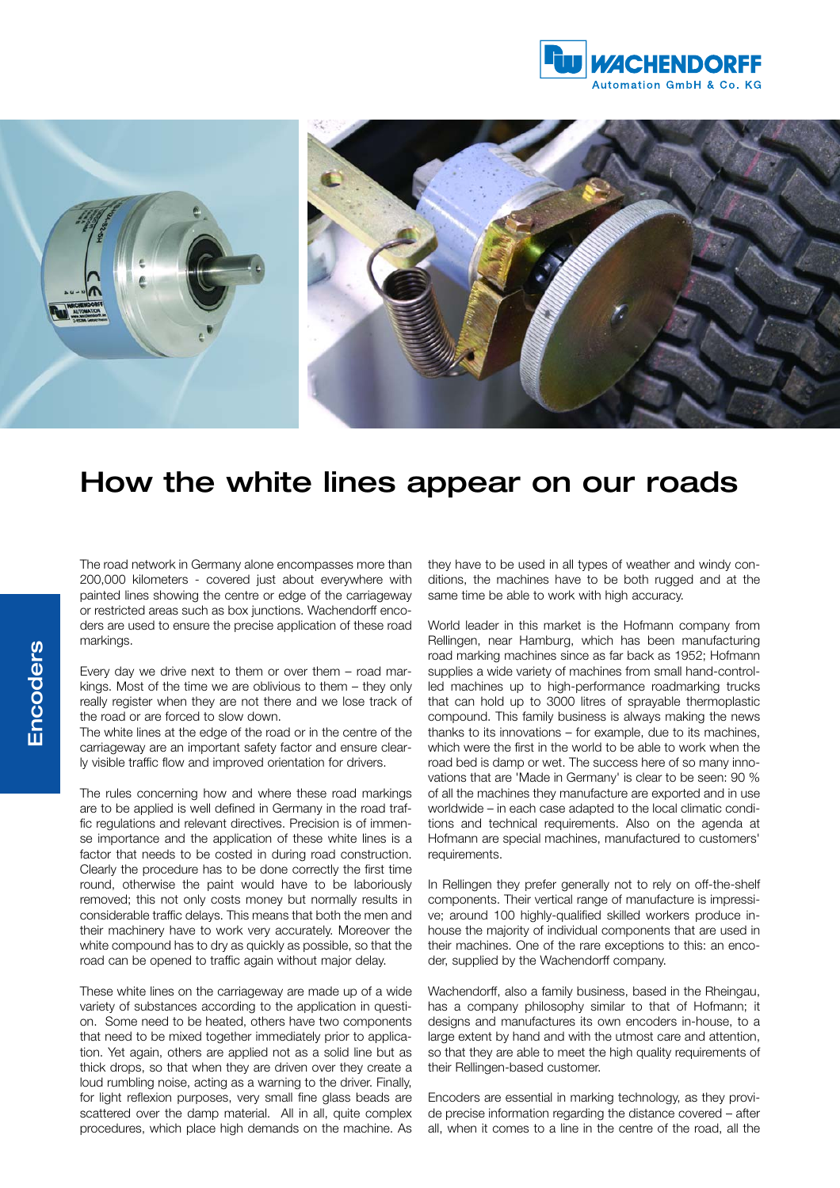# How the white lines appear on our roads

The road network in Germany alone encompasses more than 200,000 kilometers - covered just about everywhere with painted lines showing the centre or edge of the carriageway or restricted areas such as box junctions. Wachendorff encoders are used to ensure the precise application of these road markings.

Every day we drive next to them or over them – road markings. Most of the time we are oblivious to them – they only really register when they are not there and we lose track of the road or are forced to slow down.
The white lines at the edge of the road or in the centre of the carriageway are an important safety factor and ensure clearly visible traffic flow and improved orientation for drivers.

The rules concerning how and where these road markings are to be applied is well defined in Germany in the road traffic regulations and relevant directives. Precision is of immense importance and the application of these white lines is a factor that needs to be costed in during road construction. Clearly the procedure has to be done correctly the first time round, otherwise the paint would have to be laboriously removed; this not only costs money but normally results in considerable traffic delays. This means that both the men and their machinery have to work very accurately. Moreover the white compound has to dry as quickly as possible, so that the road can be opened to traffic again without major delay.

These white lines on the carriageway are made up of a wide variety of substances according to the application in question. Some need to be heated, others have two components that need to be mixed together immediately prior to application. Yet again, others are applied not as a solid line but as thick drops, so that when they are driven over they create a loud rumbling noise, acting as a warning to the driver. Finally, for light reflexion purposes, very small fine glass beads are scattered over the damp material. All in all, quite complex procedures, which place high demands on the machine. As they have to be used in all types of weather and windy conditions, the machines have to be both rugged and at the same time be able to work with high accuracy.

World leader in this market is the Hofmann company from Rellingen, near Hamburg, which has been manufacturing road marking machines since as far back as 1952; Hofmann supplies a wide variety of machines from small hand-controlled machines up to high-performance roadmarking trucks that can hold up to 3000 litres of sprayable thermoplastic compound. This family business is always making the news thanks to its innovations – for example, due to its machines, which were the first in the world to be able to work when the road bed is damp or wet. The success here of so many innovations that are 'Made in Germany' is clear to be seen: 90 % of all the machines they manufacture are exported and in use worldwide – in each case adapted to the local climatic conditions and technical requirements. Also on the agenda at Hofmann are special machines, manufactured to customers' requirements.

In Rellingen they prefer generally not to rely on off-the-shelf components. Their vertical range of manufacture is impressive; around 100 highly-qualified skilled workers produce in-house the majority of individual components that are used in their machines. One of the rare exceptions to this: an encoder, supplied by the Wachendorff company.

Wachendorff, also a family business, based in the Rheingau, has a company philosophy similar to that of Hofmann; it designs and manufactures its own encoders in-house, to a large extent by hand and with the utmost care and attention, so that they are able to meet the high quality requirements of their Rellingen-based customer.

Encoders are essential in marking technology, as they provide precise information regarding the distance covered – after all, when it comes to a line in the centre of the road, all the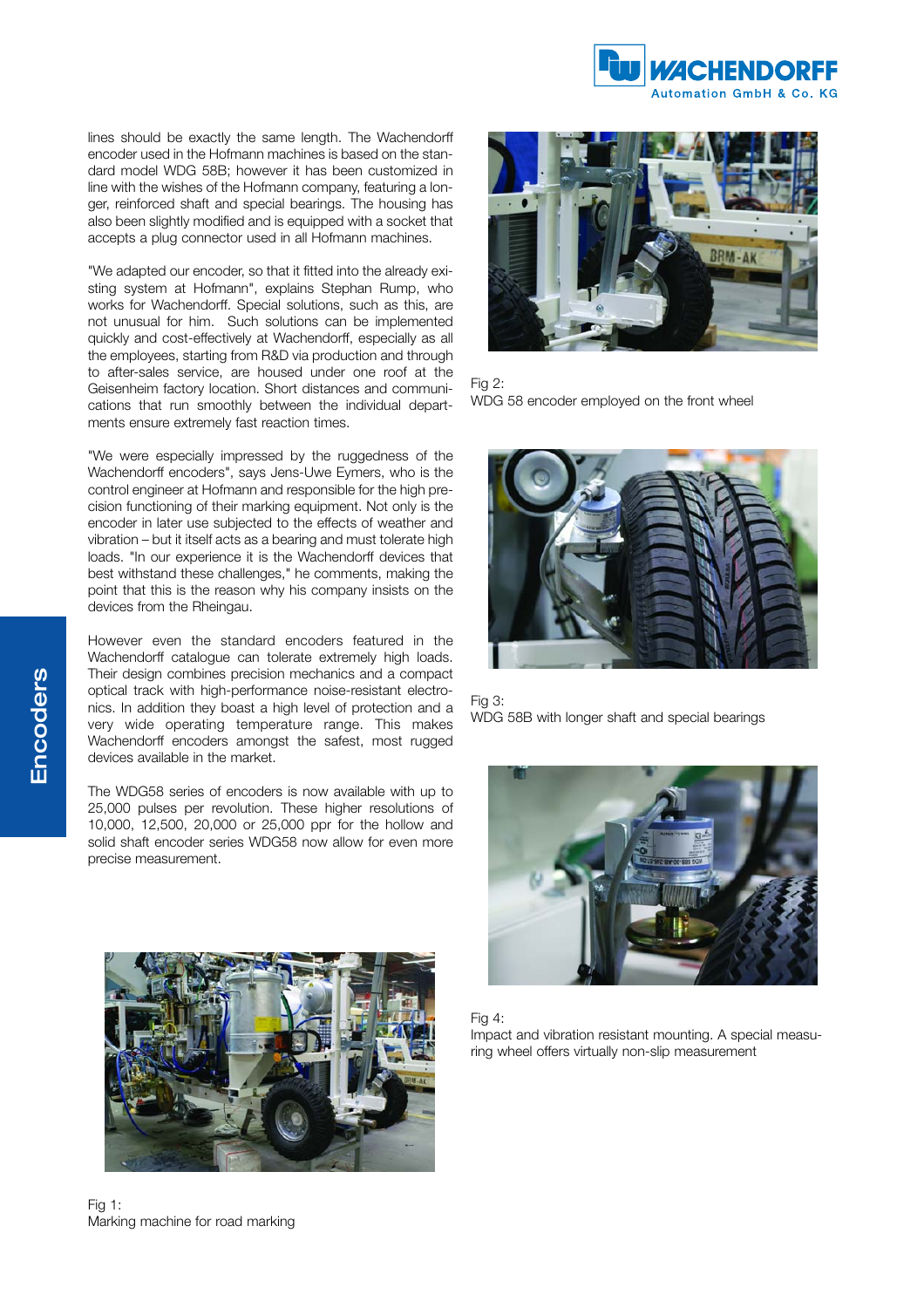lines should be exactly the same length. The Wachendorff encoder used in the Hofmann machines is based on the standard model WDG 58B; however it has been customized in line with the wishes of the Hofmann company, featuring a longer, reinforced shaft and special bearings. The housing has also been slightly modified and is equipped with a socket that accepts a plug connector used in all Hofmann machines.

"We adapted our encoder, so that it fitted into the already existing system at Hofmann", explains Stephan Rump, who works for Wachendorff. Special solutions, such as this, are not unusual for him. Such solutions can be implemented quickly and cost-effectively at Wachendorff, especially as all the employees, starting from R&D via production and through to after-sales service, are housed under one roof at the Geisenheim factory location. Short distances and communications that run smoothly between the individual departments ensure extremely fast reaction times.

"We were especially impressed by the ruggedness of the Wachendorff encoders", says Jens-Uwe Eymers, who is the control engineer at Hofmann and responsible for the high precision functioning of their marking equipment. Not only is the encoder in later use subjected to the effects of weather and vibration – but it itself acts as a bearing and must tolerate high loads. "In our experience it is the Wachendorff devices that best withstand these challenges," he comments, making the point that this is the reason why his company insists on the devices from the Rheingau.

However even the standard encoders featured in the Wachendorff catalogue can tolerate extremely high loads. Their design combines precision mechanics and a compact optical track with high-performance noise-resistant electronics. In addition they boast a high level of protection and a very wide operating temperature range. This makes Wachendorff encoders amongst the safest, most rugged devices available in the market.

The WDG58 series of encoders is now available with up to 25,000 pulses per revolution. These higher resolutions of 10,000, 12,500, 20,000 or 25,000 ppr for the hollow and solid shaft encoder series WDG58 now allow for even more precise measurement.

Fig 1:
Marking machine for road marking

Fig 2:
WDG 58 encoder employed on the front wheel

Fig 3:
WDG 58B with longer shaft and special bearings

Fig 4:
Impact and vibration resistant mounting. A special measuring wheel offers virtually non-slip measurement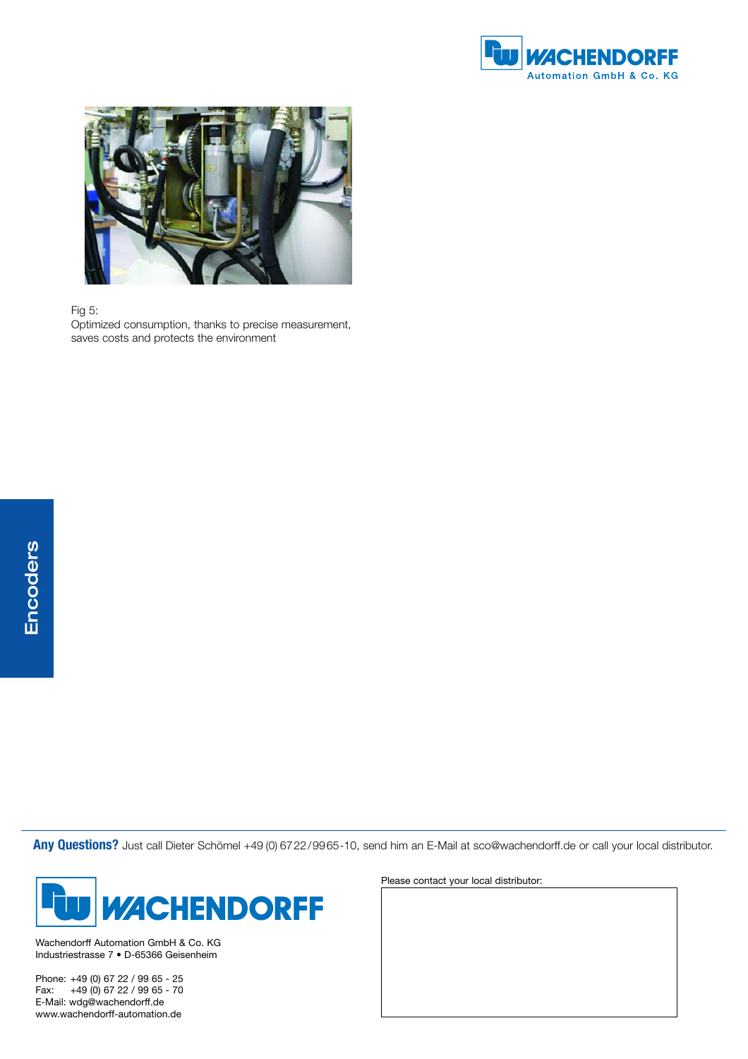Fig 5:
Optimized consumption, thanks to precise measurement, saves costs and protects the environment

Encoders

**Any Questions?** Just call Dieter Schömel +49 (0) 6722/9965-10, send him an E-Mail at sco@wachendorff.de or call your local distributor.

Wachendorff Automation GmbH & Co. KG
Industriestrasse 7 • D-65366 Geisenheim

Phone: +49 (0) 67 22 / 99 65 - 25
Fax: +49 (0) 67 22 / 99 65 - 70
E-Mail: wdg@wachendorff.de
www.wachendorff-automation.de

Please contact your local distributor: